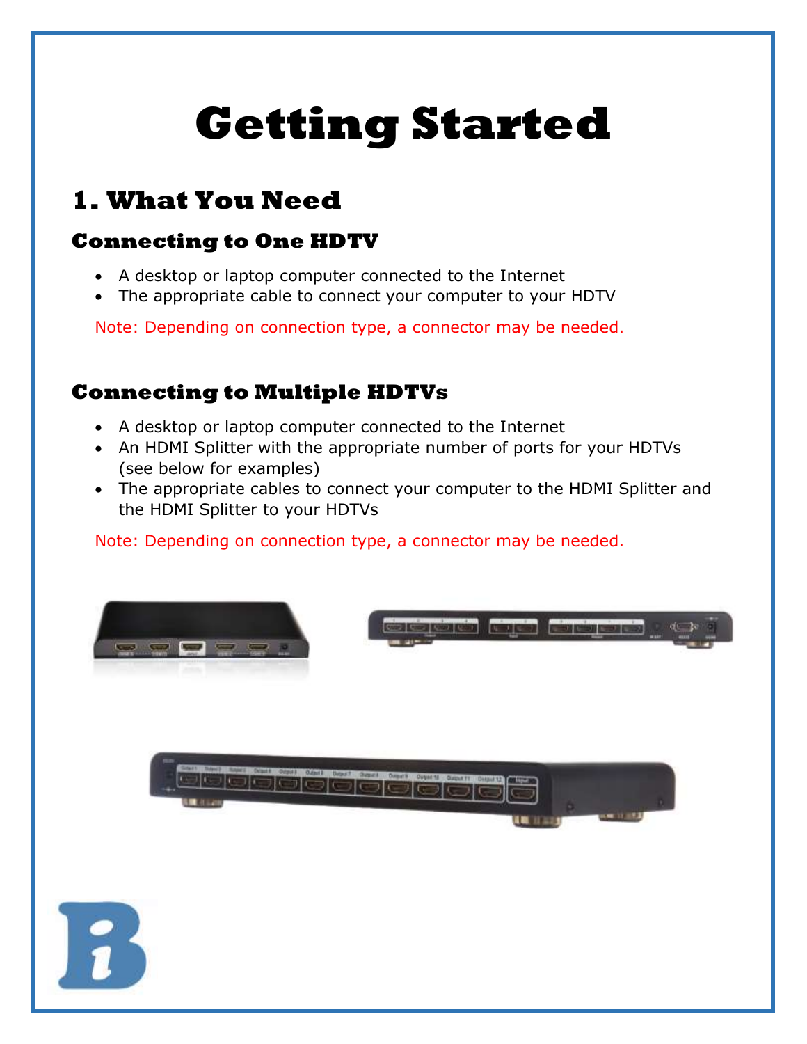# Getting Started

## 1. What You Need

### Connecting to One HDTV

- A desktop or laptop computer connected to the Internet
- The appropriate cable to connect your computer to your HDTV

Note: Depending on connection type, a connector may be needed.

### Connecting to Multiple HDTVs

- A desktop or laptop computer connected to the Internet
- An HDMI Splitter with the appropriate number of ports for your HDTVs (see below for examples)
- The appropriate cables to connect your computer to the HDMI Splitter and the HDMI Splitter to your HDTVs

Note: Depending on connection type, a connector may be needed.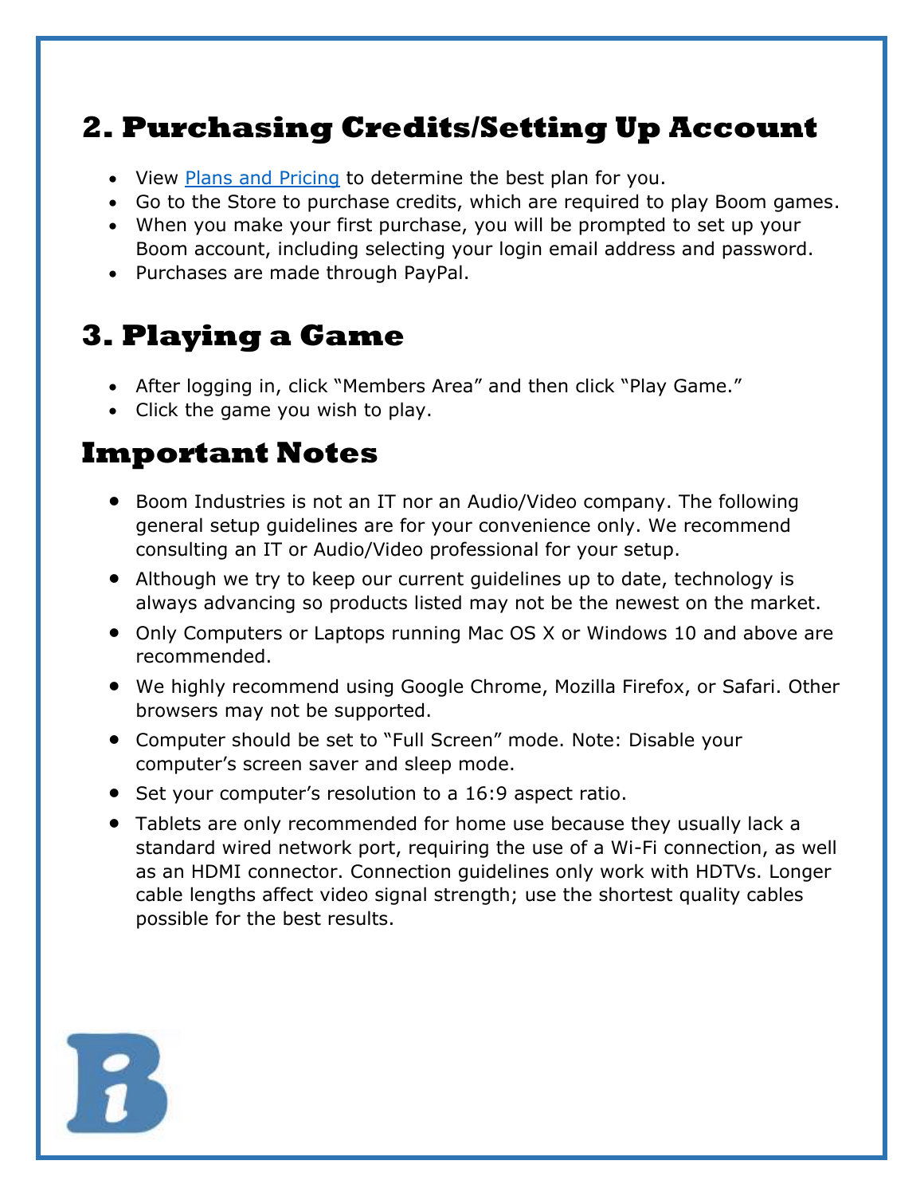## 2. Purchasing Credits/Setting Up Account

- View [Plans and Pricing](#) to determine the best plan for you.
- Go to the Store to purchase credits, which are required to play Boom games.
- When you make your first purchase, you will be prompted to set up your Boom account, including selecting your login email address and password.
- Purchases are made through PayPal.

## 3. Playing a Game

- After logging in, click "Members Area" and then click "Play Game."
- Click the game you wish to play.

## Important Notes

- Boom Industries is not an IT nor an Audio/Video company. The following general setup guidelines are for your convenience only. We recommend consulting an IT or Audio/Video professional for your setup.
- Although we try to keep our current guidelines up to date, technology is always advancing so products listed may not be the newest on the market.
- Only Computers or Laptops running Mac OS X or Windows 10 and above are recommended.
- We highly recommend using Google Chrome, Mozilla Firefox, or Safari. Other browsers may not be supported.
- Computer should be set to "Full Screen" mode. Note: Disable your computer's screen saver and sleep mode.
- Set your computer's resolution to a 16:9 aspect ratio.
- Tablets are only recommended for home use because they usually lack a standard wired network port, requiring the use of a Wi-Fi connection, as well as an HDMI connector. Connection guidelines only work with HDTVs. Longer cable lengths affect video signal strength; use the shortest quality cables possible for the best results.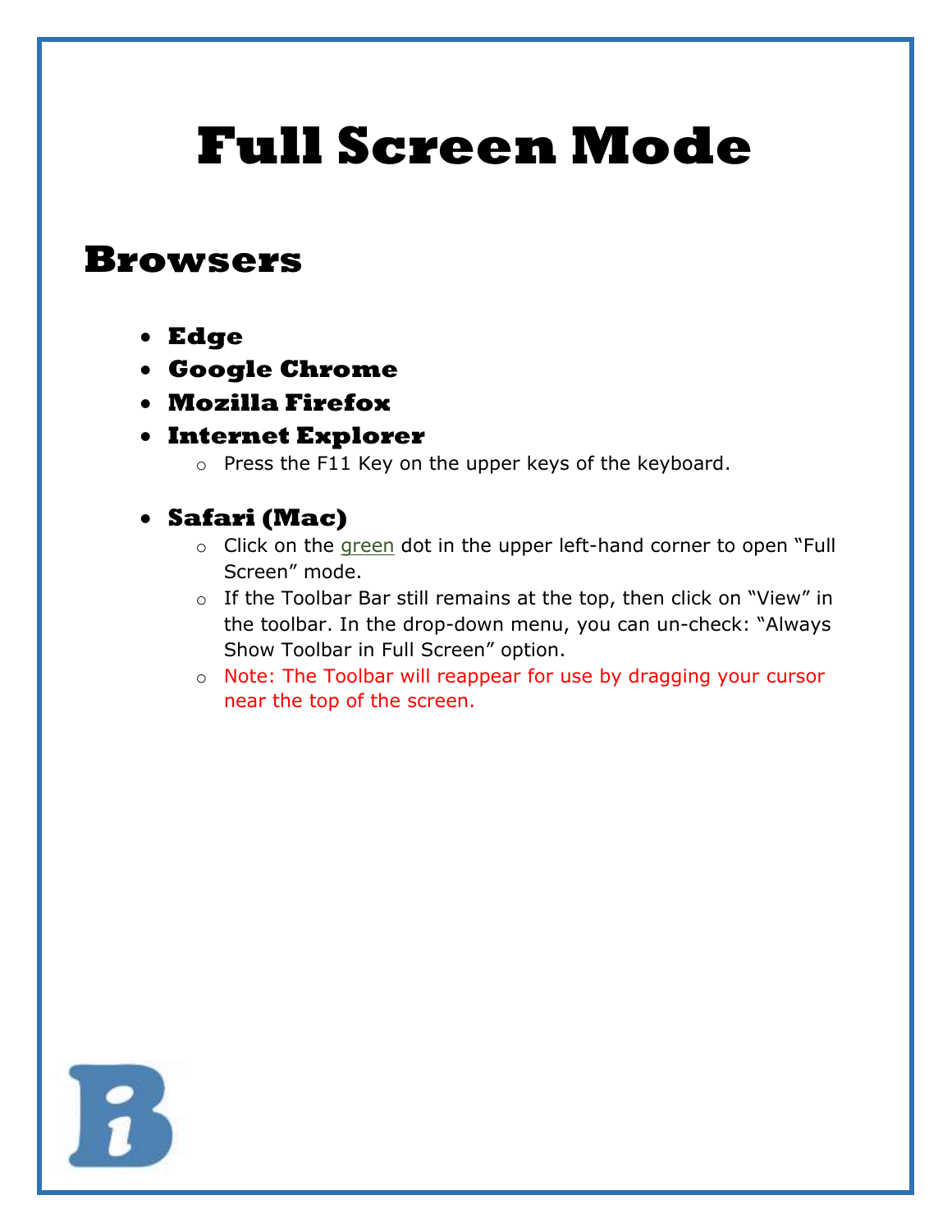# Full Screen Mode

## Browsers

- **Edge**
- **Google Chrome**
- **Mozilla Firefox**
- **Internet Explorer**
    - Press the F11 Key on the upper keys of the keyboard.

- **Safari (Mac)**
    - Click on the green dot in the upper left-hand corner to open "Full Screen" mode.
    - If the Toolbar Bar still remains at the top, then click on "View" in the toolbar. In the drop-down menu, you can un-check: "Always Show Toolbar in Full Screen" option.
    - Note: The Toolbar will reappear for use by dragging your cursor near the top of the screen.